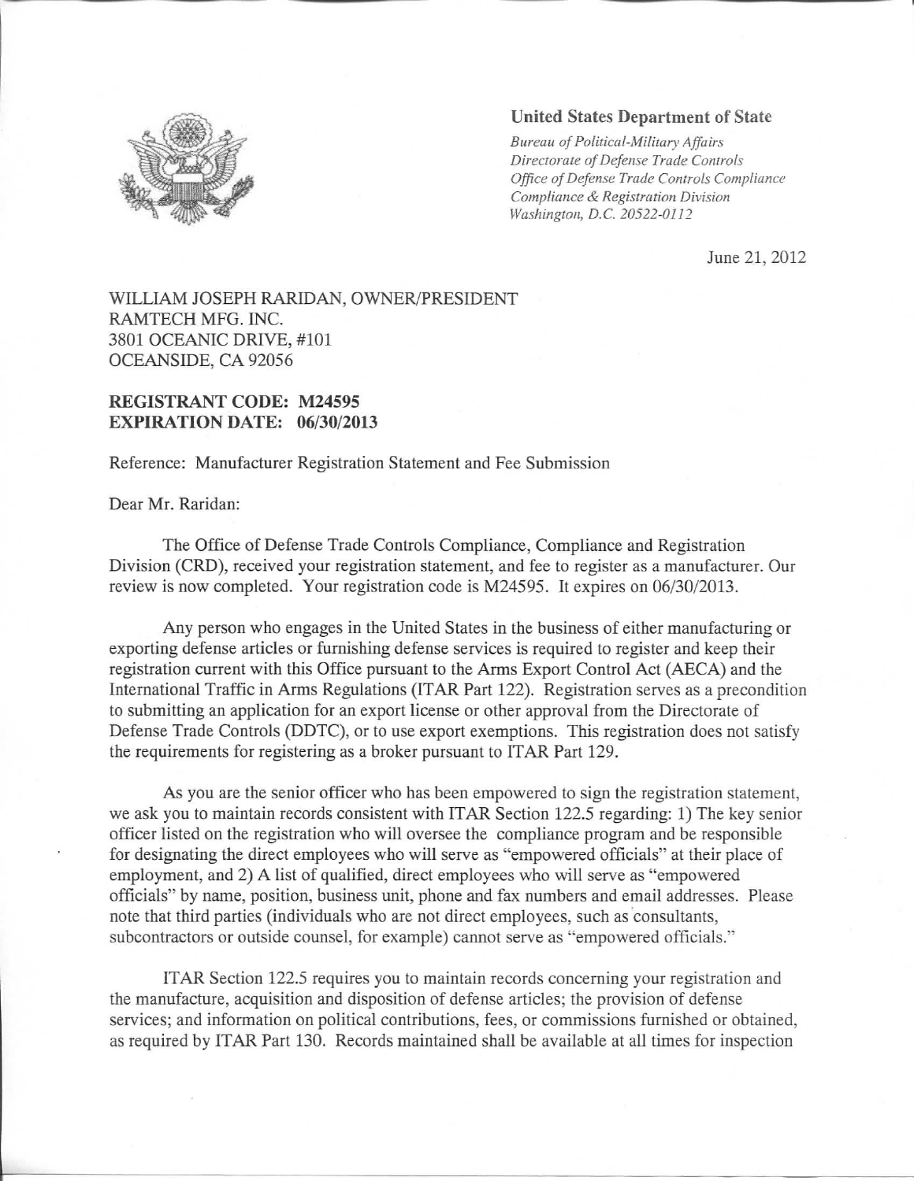**United States Department of State**

*Bureau of Political-Military Affairs*
*Directorate of Defense Trade Controls*
*Office of Defense Trade Controls Compliance*
*Compliance & Registration Division*
*Washington, D.C. 20522-0112*

June 21, 2012

WILLIAM JOSEPH RARIDAN, OWNER/PRESIDENT
RAMTECH MFG. INC.
3801 OCEANIC DRIVE, #101
OCEANSIDE, CA 92056

**REGISTRANT CODE: M24595**
**EXPIRATION DATE: 06/30/2013**

Reference: Manufacturer Registration Statement and Fee Submission

Dear Mr. Raridan:

The Office of Defense Trade Controls Compliance, Compliance and Registration Division (CRD), received your registration statement, and fee to register as a manufacturer. Our review is now completed. Your registration code is M24595. It expires on 06/30/2013.

Any person who engages in the United States in the business of either manufacturing or exporting defense articles or furnishing defense services is required to register and keep their registration current with this Office pursuant to the Arms Export Control Act (AECA) and the International Traffic in Arms Regulations (ITAR Part 122). Registration serves as a precondition to submitting an application for an export license or other approval from the Directorate of Defense Trade Controls (DDTC), or to use export exemptions. This registration does not satisfy the requirements for registering as a broker pursuant to ITAR Part 129.

As you are the senior officer who has been empowered to sign the registration statement, we ask you to maintain records consistent with ITAR Section 122.5 regarding: 1) The key senior officer listed on the registration who will oversee the compliance program and be responsible for designating the direct employees who will serve as "empowered officials" at their place of employment, and 2) A list of qualified, direct employees who will serve as "empowered officials" by name, position, business unit, phone and fax numbers and email addresses. Please note that third parties (individuals who are not direct employees, such as consultants, subcontractors or outside counsel, for example) cannot serve as "empowered officials."

ITAR Section 122.5 requires you to maintain records concerning your registration and the manufacture, acquisition and disposition of defense articles; the provision of defense services; and information on political contributions, fees, or commissions furnished or obtained, as required by ITAR Part 130. Records maintained shall be available at all times for inspection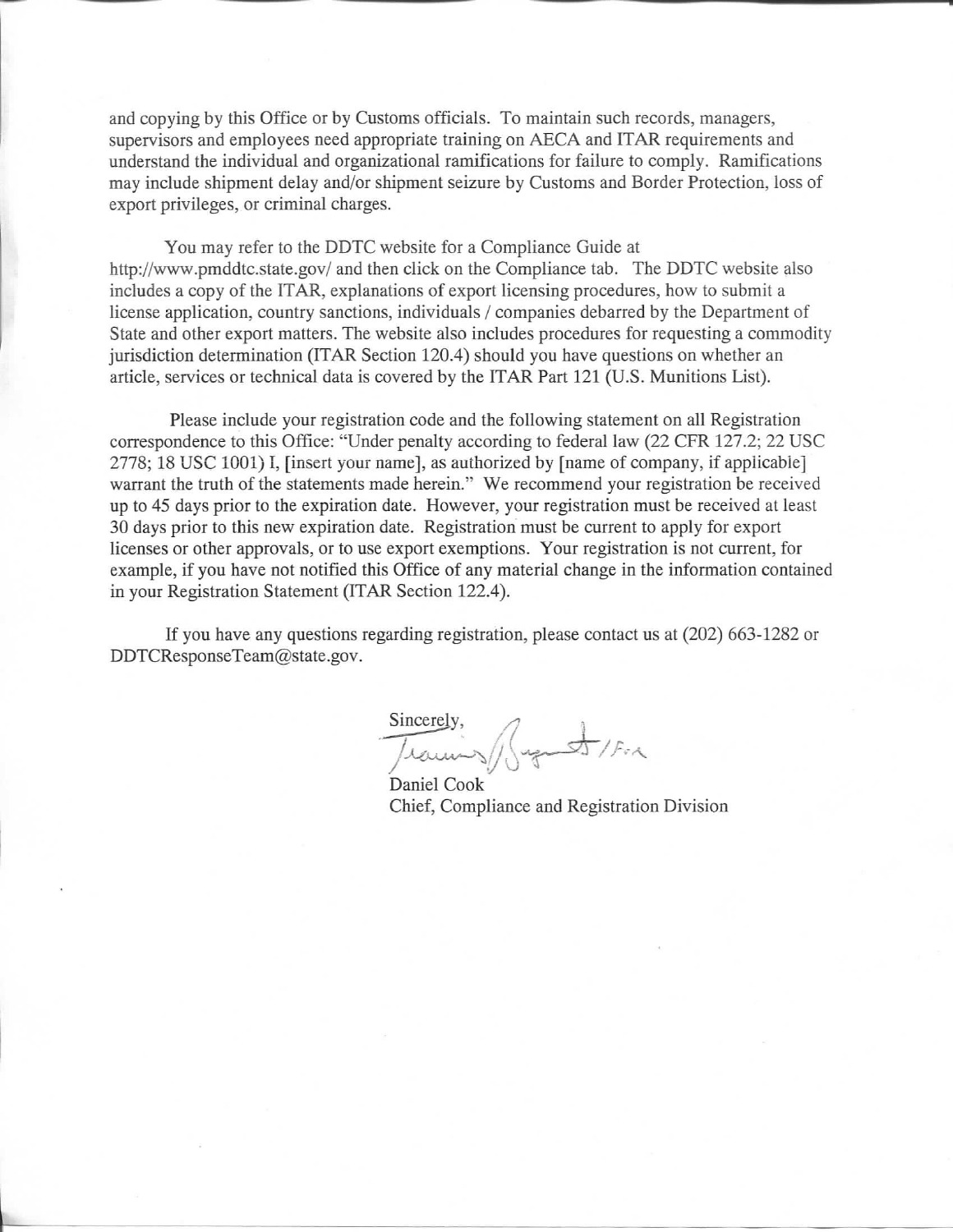and copying by this Office or by Customs officials. To maintain such records, managers, supervisors and employees need appropriate training on AECA and ITAR requirements and understand the individual and organizational ramifications for failure to comply. Ramifications may include shipment delay and/or shipment seizure by Customs and Border Protection, loss of export privileges, or criminal charges.

You may refer to the DDTC website for a Compliance Guide at http://www.pmddtc.state.gov/ and then click on the Compliance tab. The DDTC website also includes a copy of the ITAR, explanations of export licensing procedures, how to submit a license application, country sanctions, individuals / companies debarred by the Department of State and other export matters. The website also includes procedures for requesting a commodity jurisdiction determination (ITAR Section 120.4) should you have questions on whether an article, services or technical data is covered by the ITAR Part 121 (U.S. Munitions List).

Please include your registration code and the following statement on all Registration correspondence to this Office: "Under penalty according to federal law (22 CFR 127.2; 22 USC 2778; 18 USC 1001) I, [insert your name], as authorized by [name of company, if applicable] warrant the truth of the statements made herein." We recommend your registration be received up to 45 days prior to the expiration date. However, your registration must be received at least 30 days prior to this new expiration date. Registration must be current to apply for export licenses or other approvals, or to use export exemptions. Your registration is not current, for example, if you have not notified this Office of any material change in the information contained in your Registration Statement (ITAR Section 122.4).

If you have any questions regarding registration, please contact us at (202) 663-1282 or DDTCResponseTeam@state.gov.

Sincerely,

Daniel Cook
Chief, Compliance and Registration Division